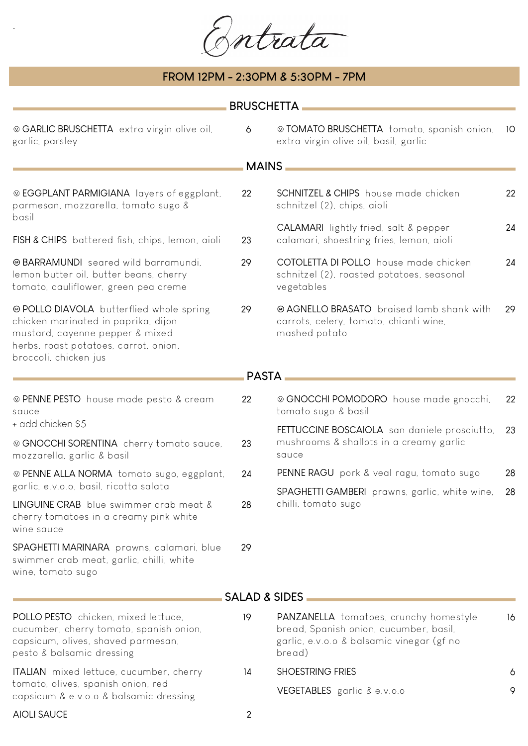# Entrata

**FROM 12PM - 2:30PM & 5:30PM - 7PM**

## BRUSCHETTA

**Ⓥ GARLIC BRUSCHETTA** extra virgin olive oil, garlic, parsley — 6

**Ⓥ TOMATO BRUSCHETTA** tomato, spanish onion, extra virgin olive oil, basil, garlic — 10

## MAINS

**Ⓥ EGGPLANT PARMIGIANA** layers of eggplant, parmesan, mozzarella, tomato sugo & basil — 22

**FISH & CHIPS** battered fish, chips, lemon, aioli — 23

**Ⓖ BARRAMUNDI** seared wild barramundi, lemon butter oil, butter beans, cherry tomato, cauliflower, green pea creme — 29

**Ⓖ POLLO DIAVOLA** butterflied whole spring chicken marinated in paprika, dijon mustard, cayenne pepper & mixed herbs, roast potatoes, carrot, onion, broccoli, chicken jus — 29

**SCHNITZEL & CHIPS** house made chicken schnitzel (2), chips, aioli — 22

**CALAMARI** lightly fried, salt & pepper calamari, shoestring fries, lemon, aioli — 24

**COTOLETTA DI POLLO** house made chicken schnitzel (2), roasted potatoes, seasonal vegetables — 24

**Ⓖ AGNELLO BRASATO** braised lamb shank with carrots, celery, tomato, chianti wine, mashed potato — 29

## PASTA

**Ⓥ PENNE PESTO** house made pesto & cream sauce — 22
+ add chicken $5

**Ⓥ GNOCCHI SORENTINA** cherry tomato sauce, mozzarella, garlic & basil — 23

**Ⓥ PENNE ALLA NORMA** tomato sugo, eggplant, garlic, e.v.o.o, basil, ricotta salata — 24

**LINGUINE CRAB** blue swimmer crab meat & cherry tomatoes in a creamy pink white wine sauce — 28

**SPAGHETTI MARINARA** prawns, calamari, blue swimmer crab meat, garlic, chilli, white wine, tomato sugo — 29

**Ⓥ GNOCCHI POMODORO** house made gnocchi, tomato sugo & basil — 22

**FETTUCCINE BOSCAIOLA** san daniele prosciutto, mushrooms & shallots in a creamy garlic sauce — 23

**PENNE RAGU** pork & veal ragu, tomato sugo — 28

**SPAGHETTI GAMBERI** prawns, garlic, white wine, chilli, tomato sugo — 28

## SALAD & SIDES

**POLLO PESTO** chicken, mixed lettuce, cucumber, cherry tomato, spanish onion, capsicum, olives, shaved parmesan, pesto & balsamic dressing — 19

**ITALIAN** mixed lettuce, cucumber, cherry tomato, olives, spanish onion, red capsicum & e.v.o.o & balsamic dressing — 14

**AIOLI SAUCE** — 2

**PANZANELLA** tomatoes, crunchy homestyle bread, Spanish onion, cucumber, basil, garlic, e.v.o.o & balsamic vinegar (gf no bread) — 16

**SHOESTRING FRIES** — 6

**VEGETABLES** garlic & e.v.o.o — 9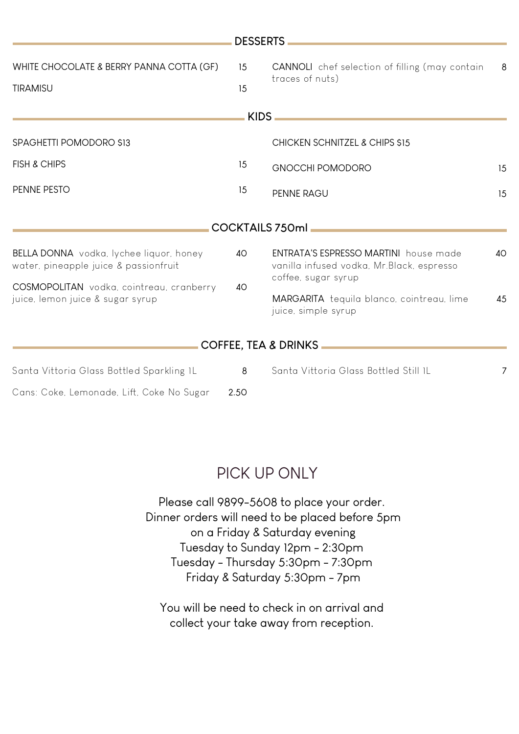## DESSERTS

| | |
|---|---|
| WHITE CHOCOLATE & BERRY PANNA COTTA (GF) | 15 |
| TIRAMISU | 15 |
| CANNOLI chef selection of filling (may contain traces of nuts) | 8 |

## KIDS

| | |
|---|---|
| SPAGHETTI POMODORO $13 | |
| FISH & CHIPS | 15 |
| PENNE PESTO | 15 |
| CHICKEN SCHNITZEL & CHIPS $15 | |
| GNOCCHI POMODORO | 15 |
| PENNE RAGU | 15 |

## COCKTAILS 750ml

| | |
|---|---|
| **BELLA DONNA** vodka, lychee liquor, honey water, pineapple juice & passionfruit | 40 |
| **COSMOPOLITAN** vodka, cointreau, cranberry juice, lemon juice & sugar syrup | 40 |
| **ENTRATA'S ESPRESSO MARTINI** house made vanilla infused vodka, Mr.Black, espresso coffee, sugar syrup | 40 |
| **MARGARITA** tequila blanco, cointreau, lime juice, simple syrup | 45 |

## COFFEE, TEA & DRINKS

| | |
|---|---|
| Santa Vittoria Glass Bottled Sparkling 1L | 8 |
| Cans: Coke, Lemonade, Lift, Coke No Sugar | 2.50 |
| Santa Vittoria Glass Bottled Still 1L | 7 |

# PICK UP ONLY

Please call 9899-5608 to place your order.
Dinner orders will need to be placed before 5pm on a Friday & Saturday evening
Tuesday to Sunday 12pm - 2:30pm
Tuesday - Thursday 5:30pm - 7:30pm
Friday & Saturday 5:30pm - 7pm

You will be need to check in on arrival and collect your take away from reception.